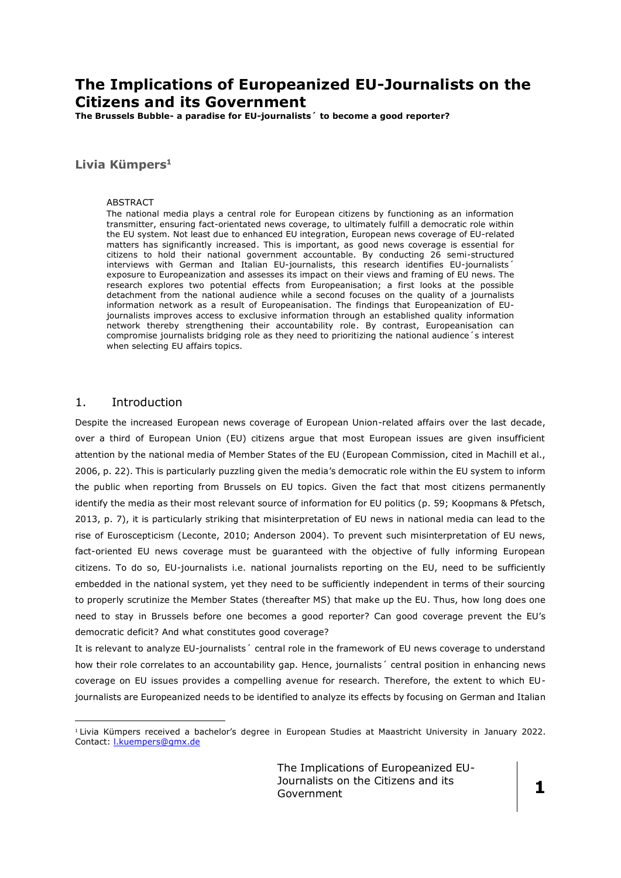# The Implications of Europeanized EU-Journalists on the Citizens and its Government

**The Brussels Bubble- a paradise for EU-journalists´ to become a good reporter?**

**Livia Kümpers[1]**

ABSTRACT

The national media plays a central role for European citizens by functioning as an information transmitter, ensuring fact-orientated news coverage, to ultimately fulfill a democratic role within the EU system. Not least due to enhanced EU integration, European news coverage of EU-related matters has significantly increased. This is important, as good news coverage is essential for citizens to hold their national government accountable. By conducting 26 semi-structured interviews with German and Italian EU-journalists, this research identifies EU-journalists´ exposure to Europeanization and assesses its impact on their views and framing of EU news. The research explores two potential effects from Europeanisation; a first looks at the possible detachment from the national audience while a second focuses on the quality of a journalists information network as a result of Europeanisation. The findings that Europeanization of EU-journalists improves access to exclusive information through an established quality information network thereby strengthening their accountability role. By contrast, Europeanisation can compromise journalists bridging role as they need to prioritizing the national audience´s interest when selecting EU affairs topics.

## 1. Introduction

Despite the increased European news coverage of European Union-related affairs over the last decade, over a third of European Union (EU) citizens argue that most European issues are given insufficient attention by the national media of Member States of the EU (European Commission, cited in Machill et al., 2006, p. 22). This is particularly puzzling given the media's democratic role within the EU system to inform the public when reporting from Brussels on EU topics. Given the fact that most citizens permanently identify the media as their most relevant source of information for EU politics (p. 59; Koopmans & Pfetsch, 2013, p. 7), it is particularly striking that misinterpretation of EU news in national media can lead to the rise of Euroscepticism (Leconte, 2010; Anderson 2004). To prevent such misinterpretation of EU news, fact-oriented EU news coverage must be guaranteed with the objective of fully informing European citizens. To do so, EU-journalists i.e. national journalists reporting on the EU, need to be sufficiently embedded in the national system, yet they need to be sufficiently independent in terms of their sourcing to properly scrutinize the Member States (thereafter MS) that make up the EU. Thus, how long does one need to stay in Brussels before one becomes a good reporter? Can good coverage prevent the EU's democratic deficit? And what constitutes good coverage?

It is relevant to analyze EU-journalists´ central role in the framework of EU news coverage to understand how their role correlates to an accountability gap. Hence, journalists´ central position in enhancing news coverage on EU issues provides a compelling avenue for research. Therefore, the extent to which EU-journalists are Europeanized needs to be identified to analyze its effects by focusing on German and Italian

[1] Livia Kümpers received a bachelor's degree in European Studies at Maastricht University in January 2022. Contact: l.kuempers@gmx.de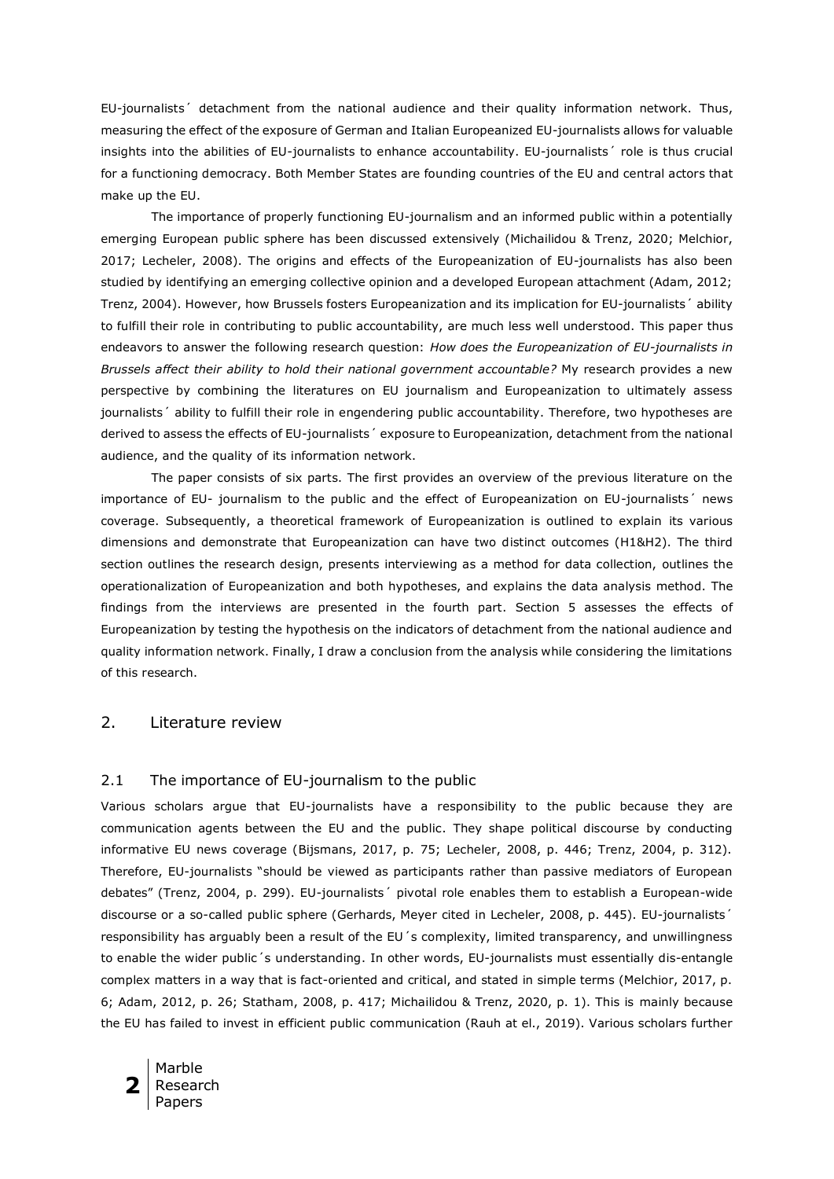EU-journalists´ detachment from the national audience and their quality information network. Thus, measuring the effect of the exposure of German and Italian Europeanized EU-journalists allows for valuable insights into the abilities of EU-journalists to enhance accountability. EU-journalists´ role is thus crucial for a functioning democracy. Both Member States are founding countries of the EU and central actors that make up the EU.

The importance of properly functioning EU-journalism and an informed public within a potentially emerging European public sphere has been discussed extensively (Michailidou & Trenz, 2020; Melchior, 2017; Lecheler, 2008). The origins and effects of the Europeanization of EU-journalists has also been studied by identifying an emerging collective opinion and a developed European attachment (Adam, 2012; Trenz, 2004). However, how Brussels fosters Europeanization and its implication for EU-journalists´ ability to fulfill their role in contributing to public accountability, are much less well understood. This paper thus endeavors to answer the following research question: *How does the Europeanization of EU-journalists in Brussels affect their ability to hold their national government accountable?* My research provides a new perspective by combining the literatures on EU journalism and Europeanization to ultimately assess journalists´ ability to fulfill their role in engendering public accountability. Therefore, two hypotheses are derived to assess the effects of EU-journalists´ exposure to Europeanization, detachment from the national audience, and the quality of its information network.

The paper consists of six parts. The first provides an overview of the previous literature on the importance of EU- journalism to the public and the effect of Europeanization on EU-journalists´ news coverage. Subsequently, a theoretical framework of Europeanization is outlined to explain its various dimensions and demonstrate that Europeanization can have two distinct outcomes (H1&H2). The third section outlines the research design, presents interviewing as a method for data collection, outlines the operationalization of Europeanization and both hypotheses, and explains the data analysis method. The findings from the interviews are presented in the fourth part. Section 5 assesses the effects of Europeanization by testing the hypothesis on the indicators of detachment from the national audience and quality information network. Finally, I draw a conclusion from the analysis while considering the limitations of this research.

## 2. Literature review

### 2.1 The importance of EU-journalism to the public

Various scholars argue that EU-journalists have a responsibility to the public because they are communication agents between the EU and the public. They shape political discourse by conducting informative EU news coverage (Bijsmans, 2017, p. 75; Lecheler, 2008, p. 446; Trenz, 2004, p. 312). Therefore, EU-journalists "should be viewed as participants rather than passive mediators of European debates" (Trenz, 2004, p. 299). EU-journalists´ pivotal role enables them to establish a European-wide discourse or a so-called public sphere (Gerhards, Meyer cited in Lecheler, 2008, p. 445). EU-journalists´ responsibility has arguably been a result of the EU´s complexity, limited transparency, and unwillingness to enable the wider public´s understanding. In other words, EU-journalists must essentially dis-entangle complex matters in a way that is fact-oriented and critical, and stated in simple terms (Melchior, 2017, p. 6; Adam, 2012, p. 26; Statham, 2008, p. 417; Michailidou & Trenz, 2020, p. 1). This is mainly because the EU has failed to invest in efficient public communication (Rauh at el., 2019). Various scholars further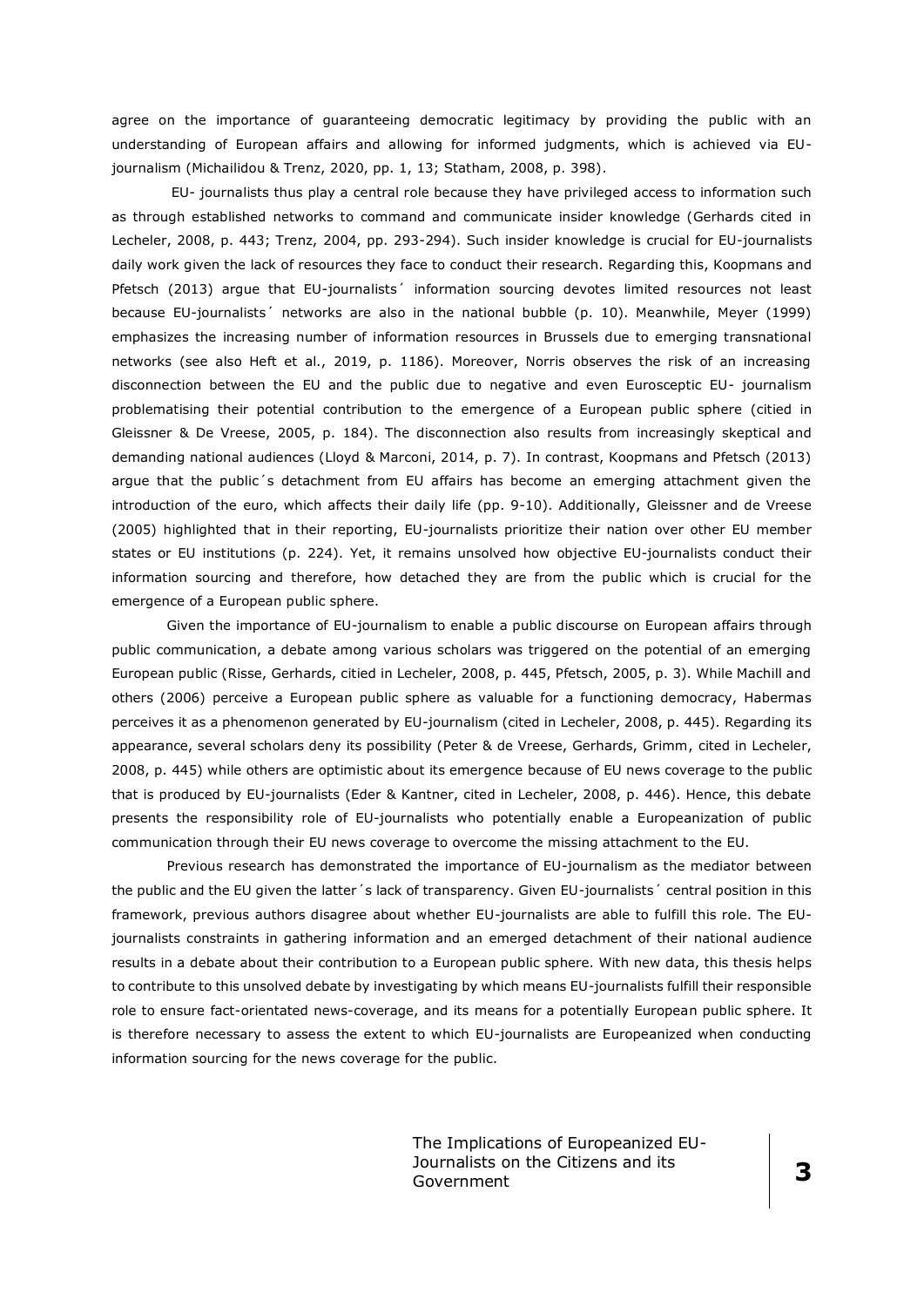agree on the importance of guaranteeing democratic legitimacy by providing the public with an understanding of European affairs and allowing for informed judgments, which is achieved via EU-journalism (Michailidou & Trenz, 2020, pp. 1, 13; Statham, 2008, p. 398).

EU- journalists thus play a central role because they have privileged access to information such as through established networks to command and communicate insider knowledge (Gerhards cited in Lecheler, 2008, p. 443; Trenz, 2004, pp. 293-294). Such insider knowledge is crucial for EU-journalists daily work given the lack of resources they face to conduct their research. Regarding this, Koopmans and Pfetsch (2013) argue that EU-journalists´ information sourcing devotes limited resources not least because EU-journalists´ networks are also in the national bubble (p. 10). Meanwhile, Meyer (1999) emphasizes the increasing number of information resources in Brussels due to emerging transnational networks (see also Heft et al., 2019, p. 1186). Moreover, Norris observes the risk of an increasing disconnection between the EU and the public due to negative and even Eurosceptic EU- journalism problematising their potential contribution to the emergence of a European public sphere (citied in Gleissner & De Vreese, 2005, p. 184). The disconnection also results from increasingly skeptical and demanding national audiences (Lloyd & Marconi, 2014, p. 7). In contrast, Koopmans and Pfetsch (2013) argue that the public´s detachment from EU affairs has become an emerging attachment given the introduction of the euro, which affects their daily life (pp. 9-10). Additionally, Gleissner and de Vreese (2005) highlighted that in their reporting, EU-journalists prioritize their nation over other EU member states or EU institutions (p. 224). Yet, it remains unsolved how objective EU-journalists conduct their information sourcing and therefore, how detached they are from the public which is crucial for the emergence of a European public sphere.

Given the importance of EU-journalism to enable a public discourse on European affairs through public communication, a debate among various scholars was triggered on the potential of an emerging European public (Risse, Gerhards, citied in Lecheler, 2008, p. 445, Pfetsch, 2005, p. 3). While Machill and others (2006) perceive a European public sphere as valuable for a functioning democracy, Habermas perceives it as a phenomenon generated by EU-journalism (cited in Lecheler, 2008, p. 445). Regarding its appearance, several scholars deny its possibility (Peter & de Vreese, Gerhards, Grimm, cited in Lecheler, 2008, p. 445) while others are optimistic about its emergence because of EU news coverage to the public that is produced by EU-journalists (Eder & Kantner, cited in Lecheler, 2008, p. 446). Hence, this debate presents the responsibility role of EU-journalists who potentially enable a Europeanization of public communication through their EU news coverage to overcome the missing attachment to the EU.

Previous research has demonstrated the importance of EU-journalism as the mediator between the public and the EU given the latter´s lack of transparency. Given EU-journalists´ central position in this framework, previous authors disagree about whether EU-journalists are able to fulfill this role. The EU-journalists constraints in gathering information and an emerged detachment of their national audience results in a debate about their contribution to a European public sphere. With new data, this thesis helps to contribute to this unsolved debate by investigating by which means EU-journalists fulfill their responsible role to ensure fact-orientated news-coverage, and its means for a potentially European public sphere. It is therefore necessary to assess the extent to which EU-journalists are Europeanized when conducting information sourcing for the news coverage for the public.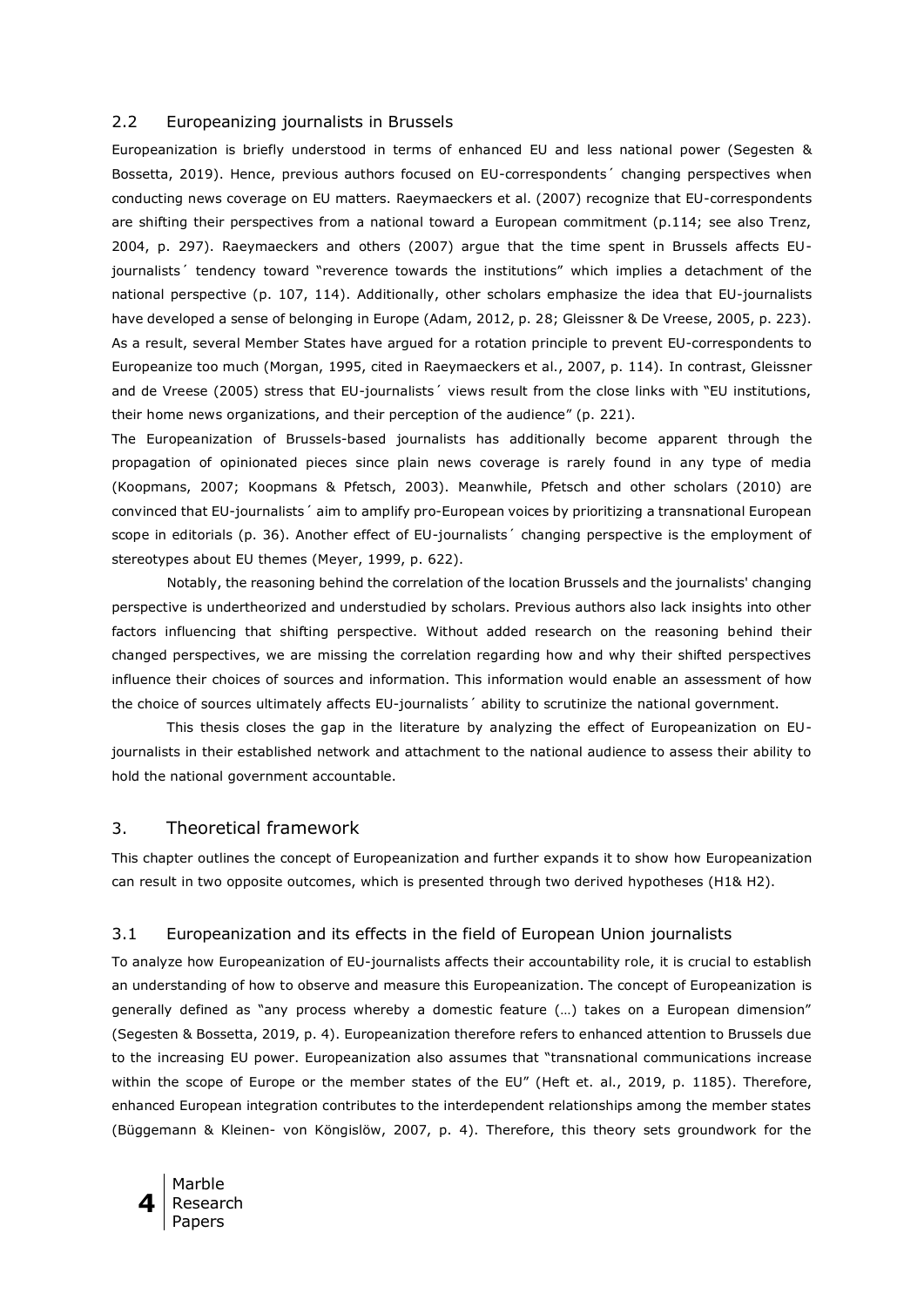## 2.2 Europeanizing journalists in Brussels

Europeanization is briefly understood in terms of enhanced EU and less national power (Segesten & Bossetta, 2019). Hence, previous authors focused on EU-correspondents´ changing perspectives when conducting news coverage on EU matters. Raeymaeckers et al. (2007) recognize that EU-correspondents are shifting their perspectives from a national toward a European commitment (p.114; see also Trenz, 2004, p. 297). Raeymaeckers and others (2007) argue that the time spent in Brussels affects EU-journalists´ tendency toward "reverence towards the institutions" which implies a detachment of the national perspective (p. 107, 114). Additionally, other scholars emphasize the idea that EU-journalists have developed a sense of belonging in Europe (Adam, 2012, p. 28; Gleissner & De Vreese, 2005, p. 223). As a result, several Member States have argued for a rotation principle to prevent EU-correspondents to Europeanize too much (Morgan, 1995, cited in Raeymaeckers et al., 2007, p. 114). In contrast, Gleissner and de Vreese (2005) stress that EU-journalists´ views result from the close links with "EU institutions, their home news organizations, and their perception of the audience" (p. 221).

The Europeanization of Brussels-based journalists has additionally become apparent through the propagation of opinionated pieces since plain news coverage is rarely found in any type of media (Koopmans, 2007; Koopmans & Pfetsch, 2003). Meanwhile, Pfetsch and other scholars (2010) are convinced that EU-journalists´ aim to amplify pro-European voices by prioritizing a transnational European scope in editorials (p. 36). Another effect of EU-journalists´ changing perspective is the employment of stereotypes about EU themes (Meyer, 1999, p. 622).

Notably, the reasoning behind the correlation of the location Brussels and the journalists' changing perspective is undertheorized and understudied by scholars. Previous authors also lack insights into other factors influencing that shifting perspective. Without added research on the reasoning behind their changed perspectives, we are missing the correlation regarding how and why their shifted perspectives influence their choices of sources and information. This information would enable an assessment of how the choice of sources ultimately affects EU-journalists´ ability to scrutinize the national government.

This thesis closes the gap in the literature by analyzing the effect of Europeanization on EU-journalists in their established network and attachment to the national audience to assess their ability to hold the national government accountable.

# 3. Theoretical framework

This chapter outlines the concept of Europeanization and further expands it to show how Europeanization can result in two opposite outcomes, which is presented through two derived hypotheses (H1& H2).

## 3.1 Europeanization and its effects in the field of European Union journalists

To analyze how Europeanization of EU-journalists affects their accountability role, it is crucial to establish an understanding of how to observe and measure this Europeanization. The concept of Europeanization is generally defined as "any process whereby a domestic feature (…) takes on a European dimension" (Segesten & Bossetta, 2019, p. 4). Europeanization therefore refers to enhanced attention to Brussels due to the increasing EU power. Europeanization also assumes that "transnational communications increase within the scope of Europe or the member states of the EU" (Heft et. al., 2019, p. 1185). Therefore, enhanced European integration contributes to the interdependent relationships among the member states (Büggemann & Kleinen- von Köngislöw, 2007, p. 4). Therefore, this theory sets groundwork for the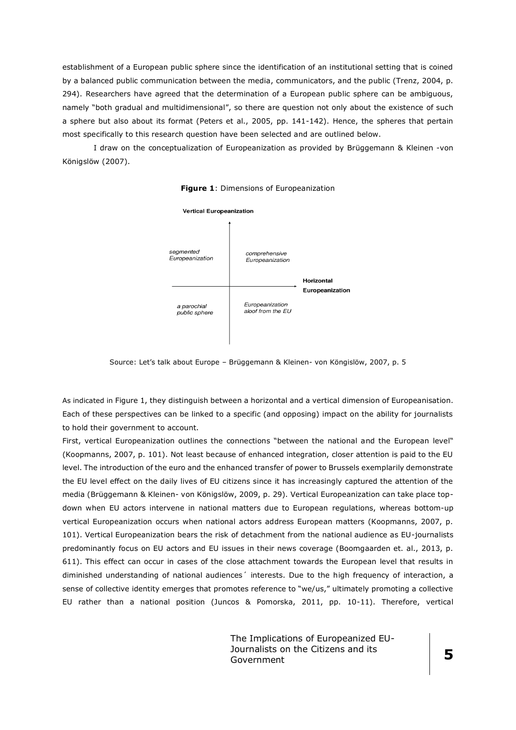establishment of a European public sphere since the identification of an institutional setting that is coined by a balanced public communication between the media, communicators, and the public (Trenz, 2004, p. 294). Researchers have agreed that the determination of a European public sphere can be ambiguous, namely "both gradual and multidimensional", so there are question not only about the existence of such a sphere but also about its format (Peters et al., 2005, pp. 141-142). Hence, the spheres that pertain most specifically to this research question have been selected and are outlined below.

I draw on the conceptualization of Europeanization as provided by Brüggemann & Kleinen -von Königslöw (2007).

**Figure 1**: Dimensions of Europeanization

| | Vertical Europeanization ↑ | |
|---|---|---|
| *segmented Europeanization* | *comprehensive Europeanization* | |
| *a parochial public sphere* | *Europeanization aloof from the EU* | **Horizontal Europeanization** → |

Source: Let's talk about Europe – Brüggemann & Kleinen- von Köngislöw, 2007, p. 5

As indicated in Figure 1, they distinguish between a horizontal and a vertical dimension of Europeanisation. Each of these perspectives can be linked to a specific (and opposing) impact on the ability for journalists to hold their government to account.

First, vertical Europeanization outlines the connections "between the national and the European level" (Koopmanns, 2007, p. 101). Not least because of enhanced integration, closer attention is paid to the EU level. The introduction of the euro and the enhanced transfer of power to Brussels exemplarily demonstrate the EU level effect on the daily lives of EU citizens since it has increasingly captured the attention of the media (Brüggemann & Kleinen- von Königslöw, 2009, p. 29). Vertical Europeanization can take place top-down when EU actors intervene in national matters due to European regulations, whereas bottom-up vertical Europeanization occurs when national actors address European matters (Koopmanns, 2007, p. 101). Vertical Europeanization bears the risk of detachment from the national audience as EU-journalists predominantly focus on EU actors and EU issues in their news coverage (Boomgaarden et. al., 2013, p. 611). This effect can occur in cases of the close attachment towards the European level that results in diminished understanding of national audiences´ interests. Due to the high frequency of interaction, a sense of collective identity emerges that promotes reference to "we/us," ultimately promoting a collective EU rather than a national position (Juncos & Pomorska, 2011, pp. 10-11). Therefore, vertical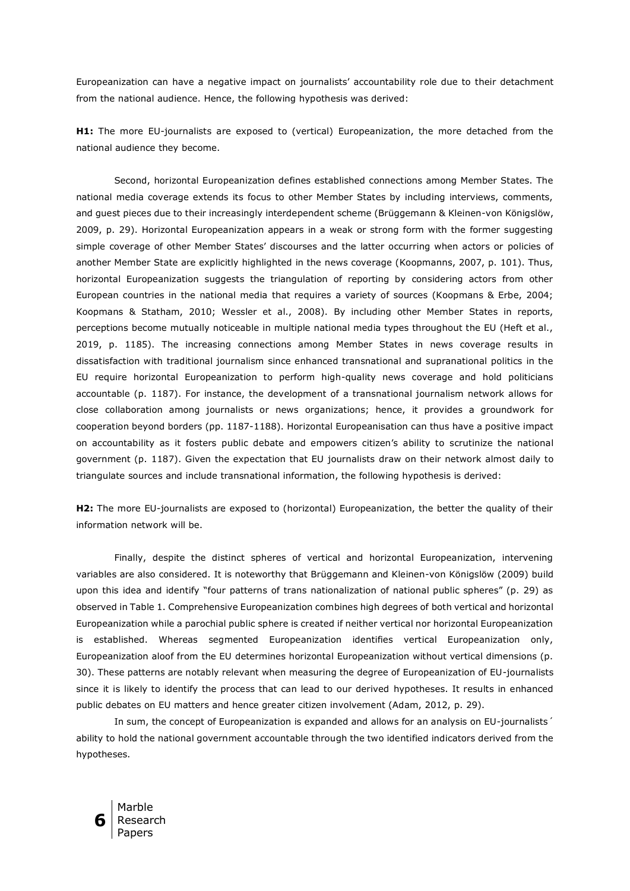Europeanization can have a negative impact on journalists' accountability role due to their detachment from the national audience. Hence, the following hypothesis was derived:

**H1:** The more EU-journalists are exposed to (vertical) Europeanization, the more detached from the national audience they become.

Second, horizontal Europeanization defines established connections among Member States. The national media coverage extends its focus to other Member States by including interviews, comments, and guest pieces due to their increasingly interdependent scheme (Brüggemann & Kleinen-von Königslöw, 2009, p. 29). Horizontal Europeanization appears in a weak or strong form with the former suggesting simple coverage of other Member States' discourses and the latter occurring when actors or policies of another Member State are explicitly highlighted in the news coverage (Koopmanns, 2007, p. 101). Thus, horizontal Europeanization suggests the triangulation of reporting by considering actors from other European countries in the national media that requires a variety of sources (Koopmans & Erbe, 2004; Koopmans & Statham, 2010; Wessler et al., 2008). By including other Member States in reports, perceptions become mutually noticeable in multiple national media types throughout the EU (Heft et al., 2019, p. 1185). The increasing connections among Member States in news coverage results in dissatisfaction with traditional journalism since enhanced transnational and supranational politics in the EU require horizontal Europeanization to perform high-quality news coverage and hold politicians accountable (p. 1187). For instance, the development of a transnational journalism network allows for close collaboration among journalists or news organizations; hence, it provides a groundwork for cooperation beyond borders (pp. 1187-1188). Horizontal Europeanisation can thus have a positive impact on accountability as it fosters public debate and empowers citizen's ability to scrutinize the national government (p. 1187). Given the expectation that EU journalists draw on their network almost daily to triangulate sources and include transnational information, the following hypothesis is derived:

**H2:** The more EU-journalists are exposed to (horizontal) Europeanization, the better the quality of their information network will be.

Finally, despite the distinct spheres of vertical and horizontal Europeanization, intervening variables are also considered. It is noteworthy that Brüggemann and Kleinen-von Königslöw (2009) build upon this idea and identify "four patterns of trans nationalization of national public spheres" (p. 29) as observed in Table 1. Comprehensive Europeanization combines high degrees of both vertical and horizontal Europeanization while a parochial public sphere is created if neither vertical nor horizontal Europeanization is established. Whereas segmented Europeanization identifies vertical Europeanization only, Europeanization aloof from the EU determines horizontal Europeanization without vertical dimensions (p. 30). These patterns are notably relevant when measuring the degree of Europeanization of EU-journalists since it is likely to identify the process that can lead to our derived hypotheses. It results in enhanced public debates on EU matters and hence greater citizen involvement (Adam, 2012, p. 29).

In sum, the concept of Europeanization is expanded and allows for an analysis on EU-journalists´ ability to hold the national government accountable through the two identified indicators derived from the hypotheses.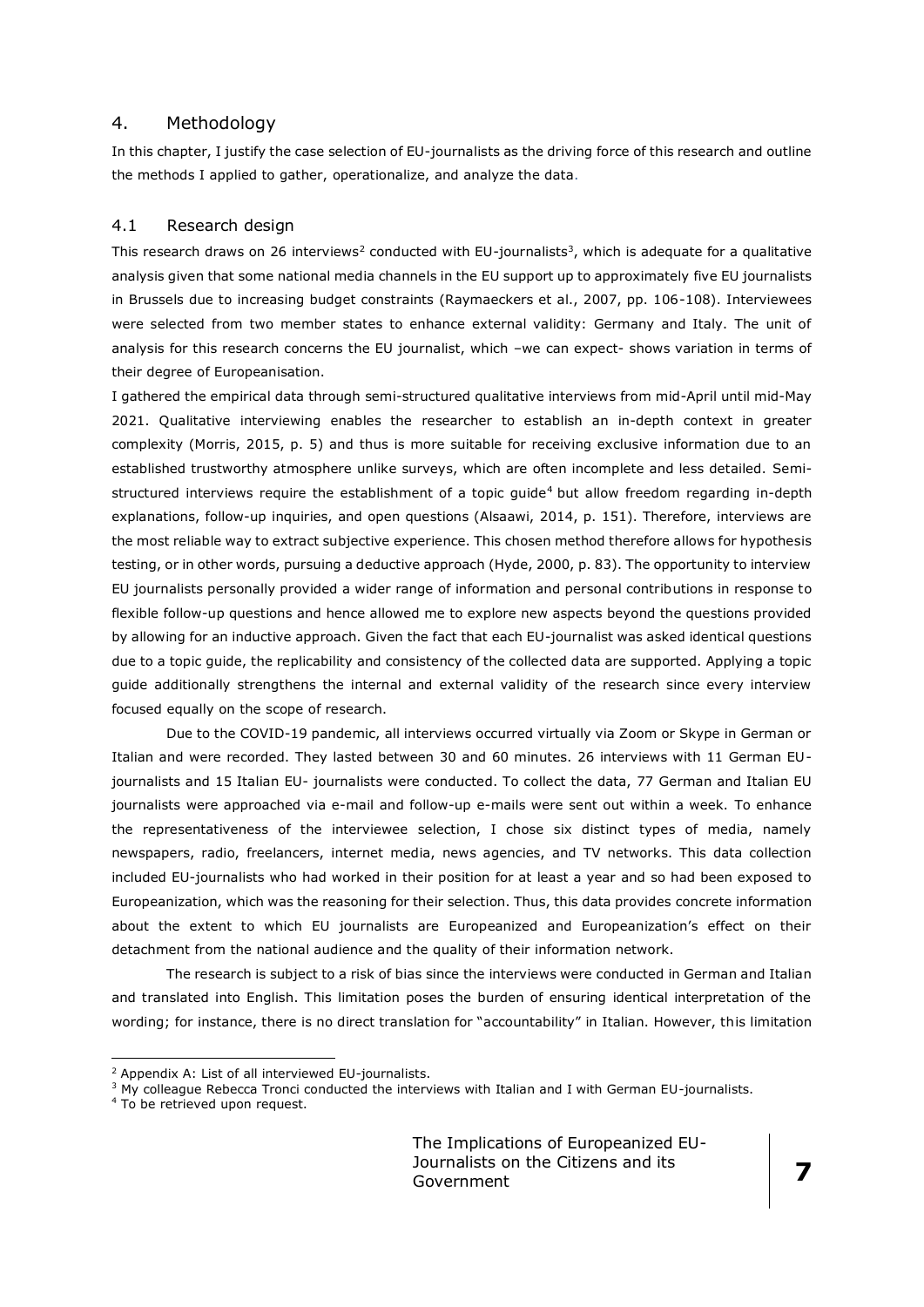## 4. Methodology

In this chapter, I justify the case selection of EU-journalists as the driving force of this research and outline the methods I applied to gather, operationalize, and analyze the data.

### 4.1 Research design

This research draws on 26 interviews[2] conducted with EU-journalists[3], which is adequate for a qualitative analysis given that some national media channels in the EU support up to approximately five EU journalists in Brussels due to increasing budget constraints (Raymaeckers et al., 2007, pp. 106-108). Interviewees were selected from two member states to enhance external validity: Germany and Italy. The unit of analysis for this research concerns the EU journalist, which –we can expect- shows variation in terms of their degree of Europeanisation.

I gathered the empirical data through semi-structured qualitative interviews from mid-April until mid-May 2021. Qualitative interviewing enables the researcher to establish an in-depth context in greater complexity (Morris, 2015, p. 5) and thus is more suitable for receiving exclusive information due to an established trustworthy atmosphere unlike surveys, which are often incomplete and less detailed. Semi-structured interviews require the establishment of a topic guide[4] but allow freedom regarding in-depth explanations, follow-up inquiries, and open questions (Alsaawi, 2014, p. 151). Therefore, interviews are the most reliable way to extract subjective experience. This chosen method therefore allows for hypothesis testing, or in other words, pursuing a deductive approach (Hyde, 2000, p. 83). The opportunity to interview EU journalists personally provided a wider range of information and personal contributions in response to flexible follow-up questions and hence allowed me to explore new aspects beyond the questions provided by allowing for an inductive approach. Given the fact that each EU-journalist was asked identical questions due to a topic guide, the replicability and consistency of the collected data are supported. Applying a topic guide additionally strengthens the internal and external validity of the research since every interview focused equally on the scope of research.

Due to the COVID-19 pandemic, all interviews occurred virtually via Zoom or Skype in German or Italian and were recorded. They lasted between 30 and 60 minutes. 26 interviews with 11 German EU-journalists and 15 Italian EU- journalists were conducted. To collect the data, 77 German and Italian EU journalists were approached via e-mail and follow-up e-mails were sent out within a week. To enhance the representativeness of the interviewee selection, I chose six distinct types of media, namely newspapers, radio, freelancers, internet media, news agencies, and TV networks. This data collection included EU-journalists who had worked in their position for at least a year and so had been exposed to Europeanization, which was the reasoning for their selection. Thus, this data provides concrete information about the extent to which EU journalists are Europeanized and Europeanization's effect on their detachment from the national audience and the quality of their information network.

The research is subject to a risk of bias since the interviews were conducted in German and Italian and translated into English. This limitation poses the burden of ensuring identical interpretation of the wording; for instance, there is no direct translation for "accountability" in Italian. However, this limitation

---

[2] Appendix A: List of all interviewed EU-journalists.

[3] My colleague Rebecca Tronci conducted the interviews with Italian and I with German EU-journalists.

[4] To be retrieved upon request.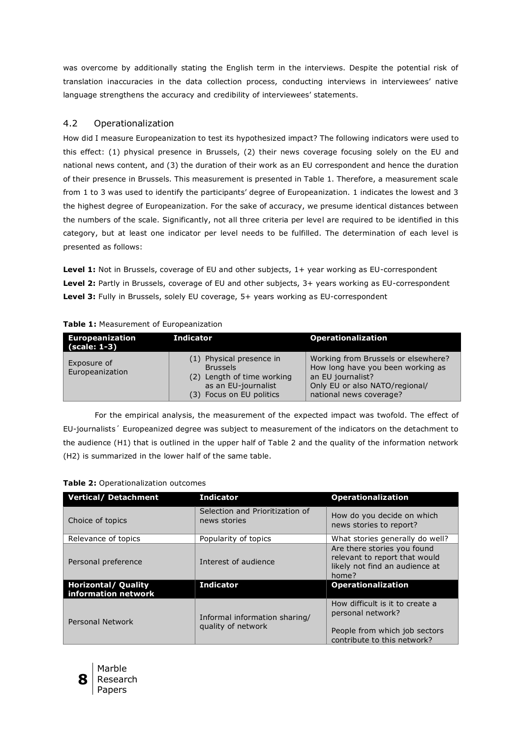was overcome by additionally stating the English term in the interviews. Despite the potential risk of translation inaccuracies in the data collection process, conducting interviews in interviewees' native language strengthens the accuracy and credibility of interviewees' statements.

## 4.2 Operationalization

How did I measure Europeanization to test its hypothesized impact? The following indicators were used to this effect: (1) physical presence in Brussels, (2) their news coverage focusing solely on the EU and national news content, and (3) the duration of their work as an EU correspondent and hence the duration of their presence in Brussels. This measurement is presented in Table 1. Therefore, a measurement scale from 1 to 3 was used to identify the participants' degree of Europeanization. 1 indicates the lowest and 3 the highest degree of Europeanization. For the sake of accuracy, we presume identical distances between the numbers of the scale. Significantly, not all three criteria per level are required to be identified in this category, but at least one indicator per level needs to be fulfilled. The determination of each level is presented as follows:

**Level 1:** Not in Brussels, coverage of EU and other subjects, 1+ year working as EU-correspondent
**Level 2:** Partly in Brussels, coverage of EU and other subjects, 3+ years working as EU-correspondent
**Level 3:** Fully in Brussels, solely EU coverage, 5+ years working as EU-correspondent

**Table 1:** Measurement of Europeanization

| Europeanization (scale: 1-3) | Indicator | Operationalization |
|---|---|---|
| Exposure of Europeanization | (1) Physical presence in Brussels<br>(2) Length of time working as an EU-journalist<br>(3) Focus on EU politics | Working from Brussels or elsewhere?<br>How long have you been working as an EU journalist?<br>Only EU or also NATO/regional/ national news coverage? |

For the empirical analysis, the measurement of the expected impact was twofold. The effect of EU-journalists´ Europeanized degree was subject to measurement of the indicators on the detachment to the audience (H1) that is outlined in the upper half of Table 2 and the quality of the information network (H2) is summarized in the lower half of the same table.

**Table 2:** Operationalization outcomes

| Vertical/ Detachment | Indicator | Operationalization |
|---|---|---|
| Choice of topics | Selection and Prioritization of news stories | How do you decide on which news stories to report? |
| Relevance of topics | Popularity of topics | What stories generally do well? |
| Personal preference | Interest of audience | Are there stories you found relevant to report that would likely not find an audience at home? |
| **Horizontal/ Quality information network** | **Indicator** | **Operationalization** |
| Personal Network | Informal information sharing/ quality of network | How difficult is it to create a personal network?<br><br>People from which job sectors contribute to this network? |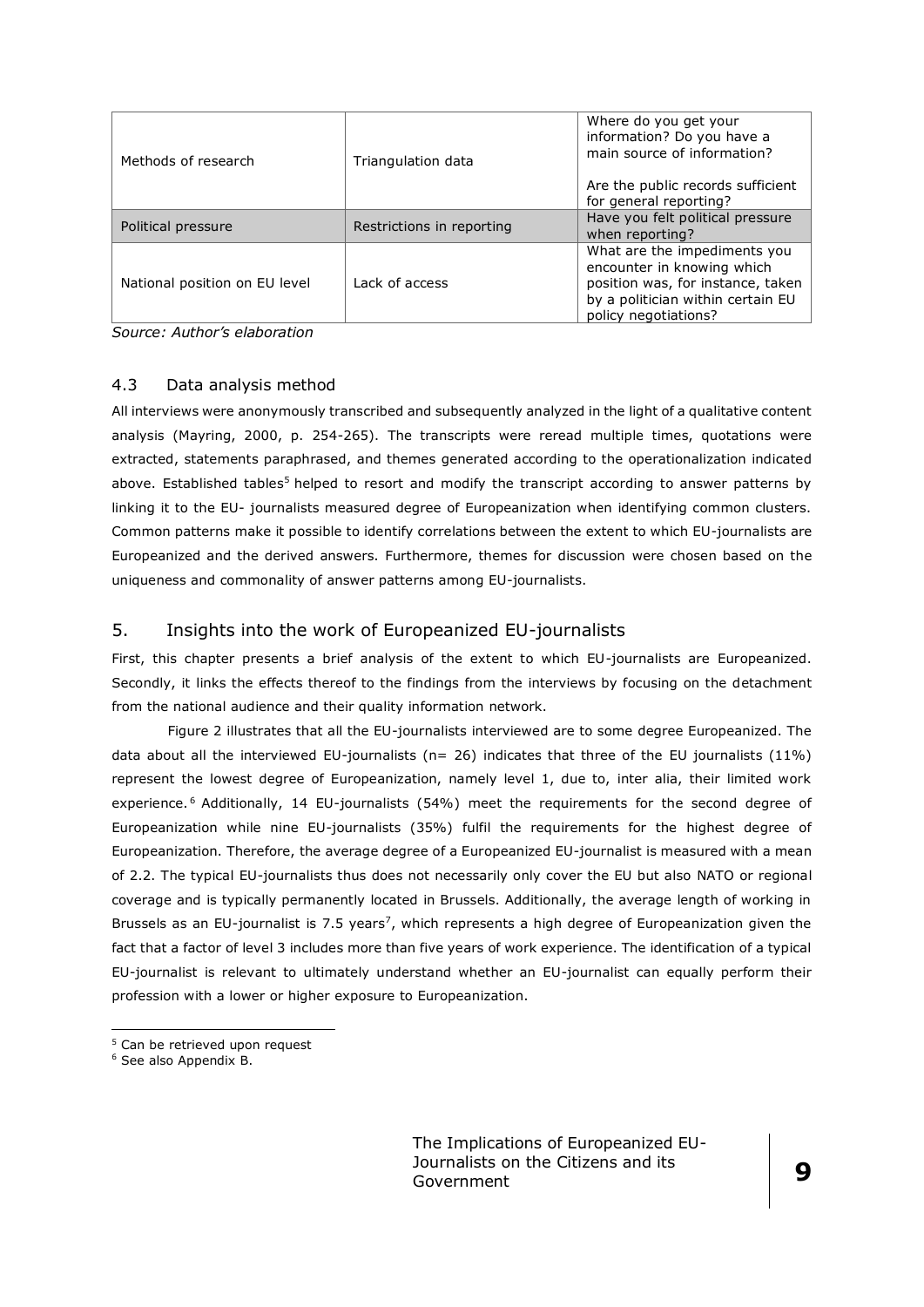| | | |
|---|---|---|
| Methods of research | Triangulation data | Where do you get your information? Do you have a main source of information?<br><br>Are the public records sufficient for general reporting? |
| Political pressure | Restrictions in reporting | Have you felt political pressure when reporting? |
| National position on EU level | Lack of access | What are the impediments you encounter in knowing which position was, for instance, taken by a politician within certain EU policy negotiations? |

*Source: Author's elaboration*

### 4.3 Data analysis method

All interviews were anonymously transcribed and subsequently analyzed in the light of a qualitative content analysis (Mayring, 2000, p. 254-265). The transcripts were reread multiple times, quotations were extracted, statements paraphrased, and themes generated according to the operationalization indicated above. Established tables[5] helped to resort and modify the transcript according to answer patterns by linking it to the EU- journalists measured degree of Europeanization when identifying common clusters. Common patterns make it possible to identify correlations between the extent to which EU-journalists are Europeanized and the derived answers. Furthermore, themes for discussion were chosen based on the uniqueness and commonality of answer patterns among EU-journalists.

## 5. Insights into the work of Europeanized EU-journalists

First, this chapter presents a brief analysis of the extent to which EU-journalists are Europeanized. Secondly, it links the effects thereof to the findings from the interviews by focusing on the detachment from the national audience and their quality information network.

Figure 2 illustrates that all the EU-journalists interviewed are to some degree Europeanized. The data about all the interviewed EU-journalists (n= 26) indicates that three of the EU journalists (11%) represent the lowest degree of Europeanization, namely level 1, due to, inter alia, their limited work experience.[6] Additionally, 14 EU-journalists (54%) meet the requirements for the second degree of Europeanization while nine EU-journalists (35%) fulfil the requirements for the highest degree of Europeanization. Therefore, the average degree of a Europeanized EU-journalist is measured with a mean of 2.2. The typical EU-journalists thus does not necessarily only cover the EU but also NATO or regional coverage and is typically permanently located in Brussels. Additionally, the average length of working in Brussels as an EU-journalist is 7.5 years[7], which represents a high degree of Europeanization given the fact that a factor of level 3 includes more than five years of work experience. The identification of a typical EU-journalist is relevant to ultimately understand whether an EU-journalist can equally perform their profession with a lower or higher exposure to Europeanization.

---

[5] Can be retrieved upon request

[6] See also Appendix B.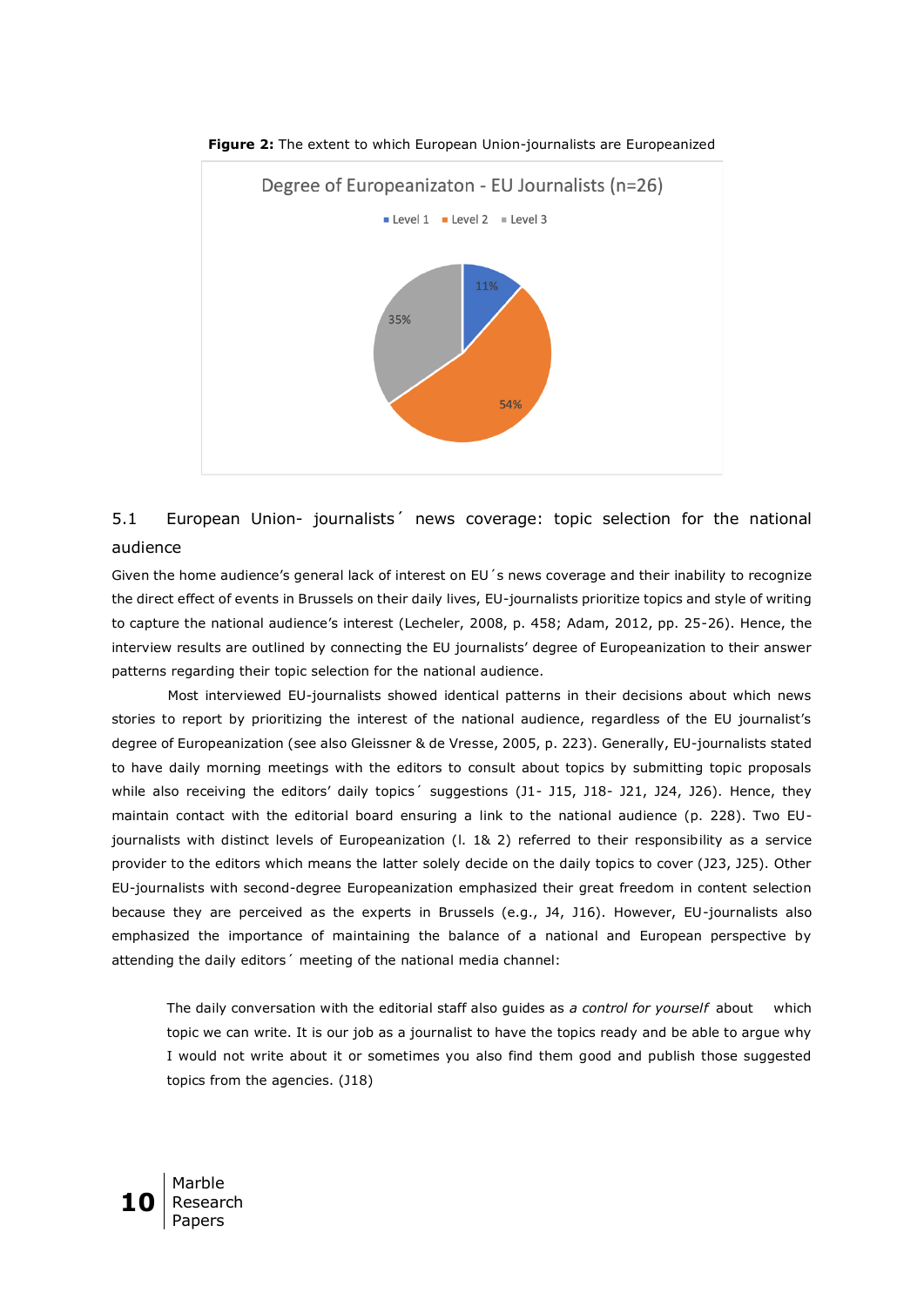**Figure 2:** The extent to which European Union-journalists are Europeanized

Degree of Europeanizaton - EU Journalists (n=26)

Level 1 (11%), Level 2 (54%), Level 3 (35%)

## 5.1 European Union- journalists´ news coverage: topic selection for the national audience

Given the home audience's general lack of interest on EU´s news coverage and their inability to recognize the direct effect of events in Brussels on their daily lives, EU-journalists prioritize topics and style of writing to capture the national audience's interest (Lecheler, 2008, p. 458; Adam, 2012, pp. 25-26). Hence, the interview results are outlined by connecting the EU journalists' degree of Europeanization to their answer patterns regarding their topic selection for the national audience.

Most interviewed EU-journalists showed identical patterns in their decisions about which news stories to report by prioritizing the interest of the national audience, regardless of the EU journalist's degree of Europeanization (see also Gleissner & de Vresse, 2005, p. 223). Generally, EU-journalists stated to have daily morning meetings with the editors to consult about topics by submitting topic proposals while also receiving the editors' daily topics´ suggestions (J1- J15, J18- J21, J24, J26). Hence, they maintain contact with the editorial board ensuring a link to the national audience (p. 228). Two EU-journalists with distinct levels of Europeanization (l. 1& 2) referred to their responsibility as a service provider to the editors which means the latter solely decide on the daily topics to cover (J23, J25). Other EU-journalists with second-degree Europeanization emphasized their great freedom in content selection because they are perceived as the experts in Brussels (e.g., J4, J16). However, EU-journalists also emphasized the importance of maintaining the balance of a national and European perspective by attending the daily editors´ meeting of the national media channel:

> The daily conversation with the editorial staff also guides as *a control for yourself* about which topic we can write. It is our job as a journalist to have the topics ready and be able to argue why I would not write about it or sometimes you also find them good and publish those suggested topics from the agencies. (J18)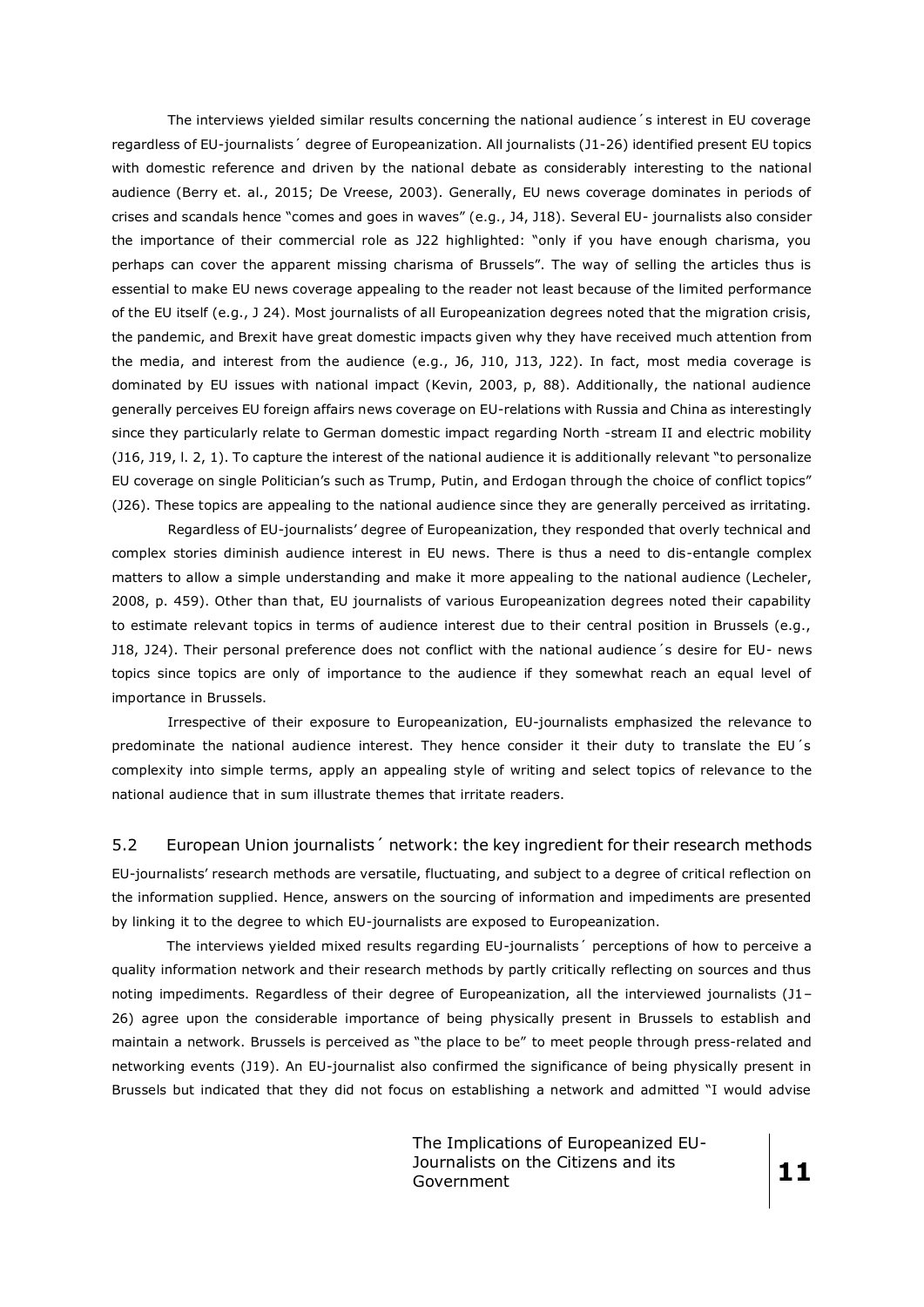The interviews yielded similar results concerning the national audience´s interest in EU coverage regardless of EU-journalists´ degree of Europeanization. All journalists (J1-26) identified present EU topics with domestic reference and driven by the national debate as considerably interesting to the national audience (Berry et. al., 2015; De Vreese, 2003). Generally, EU news coverage dominates in periods of crises and scandals hence "comes and goes in waves" (e.g., J4, J18). Several EU- journalists also consider the importance of their commercial role as J22 highlighted: "only if you have enough charisma, you perhaps can cover the apparent missing charisma of Brussels". The way of selling the articles thus is essential to make EU news coverage appealing to the reader not least because of the limited performance of the EU itself (e.g., J 24). Most journalists of all Europeanization degrees noted that the migration crisis, the pandemic, and Brexit have great domestic impacts given why they have received much attention from the media, and interest from the audience (e.g., J6, J10, J13, J22). In fact, most media coverage is dominated by EU issues with national impact (Kevin, 2003, p, 88). Additionally, the national audience generally perceives EU foreign affairs news coverage on EU-relations with Russia and China as interestingly since they particularly relate to German domestic impact regarding North -stream II and electric mobility (J16, J19, l. 2, 1). To capture the interest of the national audience it is additionally relevant "to personalize EU coverage on single Politician's such as Trump, Putin, and Erdogan through the choice of conflict topics" (J26). These topics are appealing to the national audience since they are generally perceived as irritating.

Regardless of EU-journalists' degree of Europeanization, they responded that overly technical and complex stories diminish audience interest in EU news. There is thus a need to dis-entangle complex matters to allow a simple understanding and make it more appealing to the national audience (Lecheler, 2008, p. 459). Other than that, EU journalists of various Europeanization degrees noted their capability to estimate relevant topics in terms of audience interest due to their central position in Brussels (e.g., J18, J24). Their personal preference does not conflict with the national audience´s desire for EU- news topics since topics are only of importance to the audience if they somewhat reach an equal level of importance in Brussels.

Irrespective of their exposure to Europeanization, EU-journalists emphasized the relevance to predominate the national audience interest. They hence consider it their duty to translate the EU´s complexity into simple terms, apply an appealing style of writing and select topics of relevance to the national audience that in sum illustrate themes that irritate readers.

## 5.2 European Union journalists´ network: the key ingredient for their research methods

EU-journalists' research methods are versatile, fluctuating, and subject to a degree of critical reflection on the information supplied. Hence, answers on the sourcing of information and impediments are presented by linking it to the degree to which EU-journalists are exposed to Europeanization.

The interviews yielded mixed results regarding EU-journalists´ perceptions of how to perceive a quality information network and their research methods by partly critically reflecting on sources and thus noting impediments. Regardless of their degree of Europeanization, all the interviewed journalists (J1–26) agree upon the considerable importance of being physically present in Brussels to establish and maintain a network. Brussels is perceived as "the place to be" to meet people through press-related and networking events (J19). An EU-journalist also confirmed the significance of being physically present in Brussels but indicated that they did not focus on establishing a network and admitted "I would advise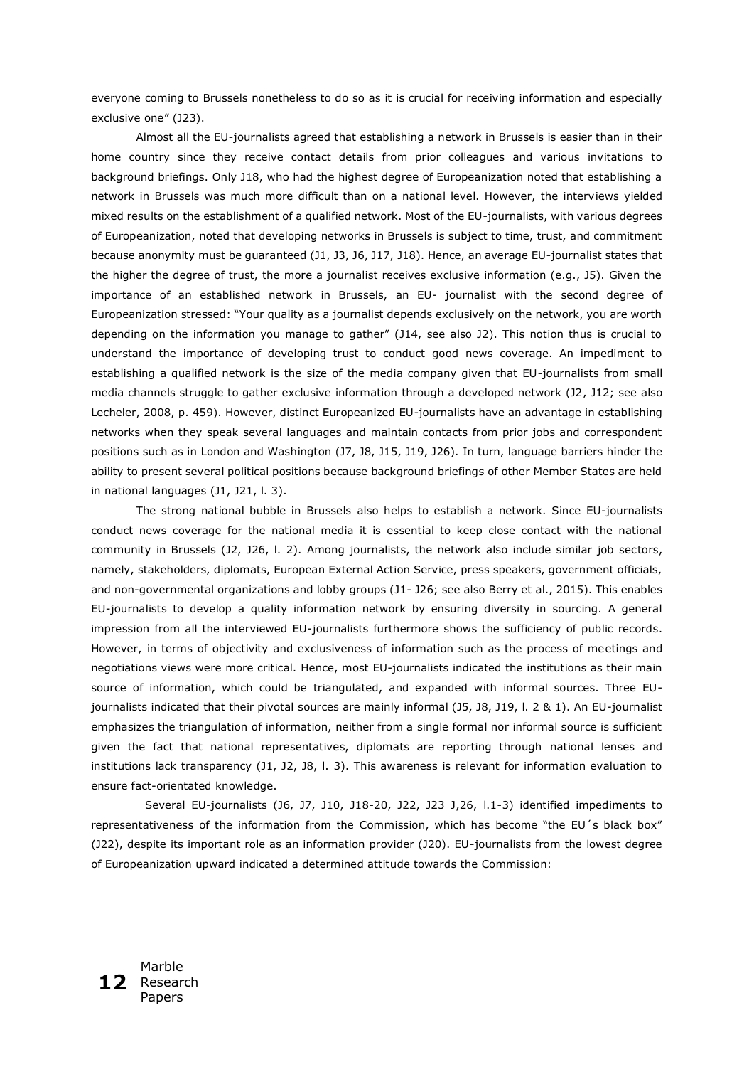everyone coming to Brussels nonetheless to do so as it is crucial for receiving information and especially exclusive one" (J23).

Almost all the EU-journalists agreed that establishing a network in Brussels is easier than in their home country since they receive contact details from prior colleagues and various invitations to background briefings. Only J18, who had the highest degree of Europeanization noted that establishing a network in Brussels was much more difficult than on a national level. However, the interviews yielded mixed results on the establishment of a qualified network. Most of the EU-journalists, with various degrees of Europeanization, noted that developing networks in Brussels is subject to time, trust, and commitment because anonymity must be guaranteed (J1, J3, J6, J17, J18). Hence, an average EU-journalist states that the higher the degree of trust, the more a journalist receives exclusive information (e.g., J5). Given the importance of an established network in Brussels, an EU- journalist with the second degree of Europeanization stressed: "Your quality as a journalist depends exclusively on the network, you are worth depending on the information you manage to gather" (J14, see also J2). This notion thus is crucial to understand the importance of developing trust to conduct good news coverage. An impediment to establishing a qualified network is the size of the media company given that EU-journalists from small media channels struggle to gather exclusive information through a developed network (J2, J12; see also Lecheler, 2008, p. 459). However, distinct Europeanized EU-journalists have an advantage in establishing networks when they speak several languages and maintain contacts from prior jobs and correspondent positions such as in London and Washington (J7, J8, J15, J19, J26). In turn, language barriers hinder the ability to present several political positions because background briefings of other Member States are held in national languages (J1, J21, l. 3).

The strong national bubble in Brussels also helps to establish a network. Since EU-journalists conduct news coverage for the national media it is essential to keep close contact with the national community in Brussels (J2, J26, l. 2). Among journalists, the network also include similar job sectors, namely, stakeholders, diplomats, European External Action Service, press speakers, government officials, and non-governmental organizations and lobby groups (J1- J26; see also Berry et al., 2015). This enables EU-journalists to develop a quality information network by ensuring diversity in sourcing. A general impression from all the interviewed EU-journalists furthermore shows the sufficiency of public records. However, in terms of objectivity and exclusiveness of information such as the process of meetings and negotiations views were more critical. Hence, most EU-journalists indicated the institutions as their main source of information, which could be triangulated, and expanded with informal sources. Three EU-journalists indicated that their pivotal sources are mainly informal (J5, J8, J19, l. 2 & 1). An EU-journalist emphasizes the triangulation of information, neither from a single formal nor informal source is sufficient given the fact that national representatives, diplomats are reporting through national lenses and institutions lack transparency (J1, J2, J8, l. 3). This awareness is relevant for information evaluation to ensure fact-orientated knowledge.

Several EU-journalists (J6, J7, J10, J18-20, J22, J23 J,26, l.1-3) identified impediments to representativeness of the information from the Commission, which has become "the EU´s black box" (J22), despite its important role as an information provider (J20). EU-journalists from the lowest degree of Europeanization upward indicated a determined attitude towards the Commission: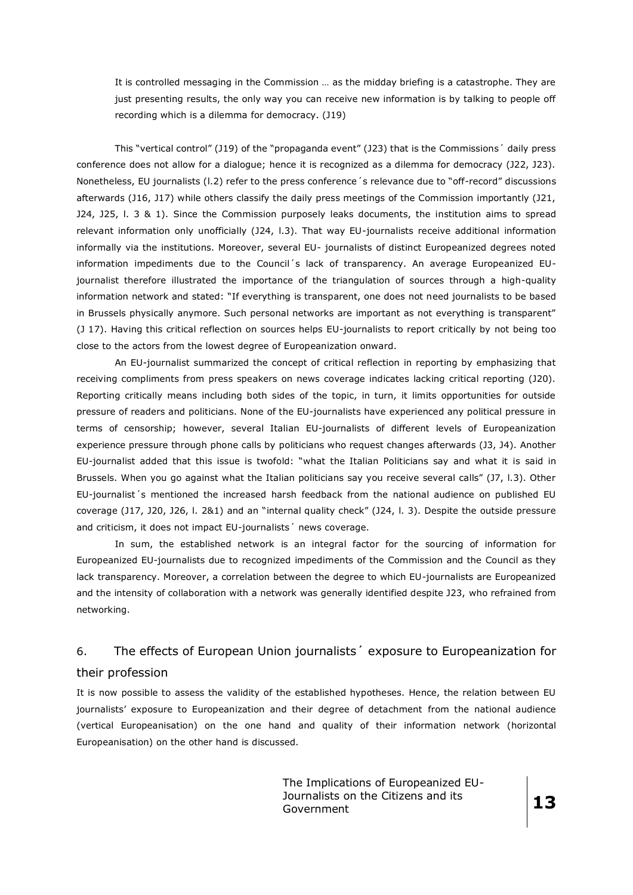> It is controlled messaging in the Commission … as the midday briefing is a catastrophe. They are just presenting results, the only way you can receive new information is by talking to people off recording which is a dilemma for democracy. (J19)

This "vertical control" (J19) of the "propaganda event" (J23) that is the Commissions´ daily press conference does not allow for a dialogue; hence it is recognized as a dilemma for democracy (J22, J23). Nonetheless, EU journalists (l.2) refer to the press conference´s relevance due to "off-record" discussions afterwards (J16, J17) while others classify the daily press meetings of the Commission importantly (J21, J24, J25, l. 3 & 1). Since the Commission purposely leaks documents, the institution aims to spread relevant information only unofficially (J24, l.3). That way EU-journalists receive additional information informally via the institutions. Moreover, several EU- journalists of distinct Europeanized degrees noted information impediments due to the Council´s lack of transparency. An average Europeanized EU-journalist therefore illustrated the importance of the triangulation of sources through a high-quality information network and stated: "If everything is transparent, one does not need journalists to be based in Brussels physically anymore. Such personal networks are important as not everything is transparent" (J 17). Having this critical reflection on sources helps EU-journalists to report critically by not being too close to the actors from the lowest degree of Europeanization onward.

An EU-journalist summarized the concept of critical reflection in reporting by emphasizing that receiving compliments from press speakers on news coverage indicates lacking critical reporting (J20). Reporting critically means including both sides of the topic, in turn, it limits opportunities for outside pressure of readers and politicians. None of the EU-journalists have experienced any political pressure in terms of censorship; however, several Italian EU-journalists of different levels of Europeanization experience pressure through phone calls by politicians who request changes afterwards (J3, J4). Another EU-journalist added that this issue is twofold: "what the Italian Politicians say and what it is said in Brussels. When you go against what the Italian politicians say you receive several calls" (J7, l.3). Other EU-journalist´s mentioned the increased harsh feedback from the national audience on published EU coverage (J17, J20, J26, l. 2&1) and an "internal quality check" (J24, l. 3). Despite the outside pressure and criticism, it does not impact EU-journalists´ news coverage.

In sum, the established network is an integral factor for the sourcing of information for Europeanized EU-journalists due to recognized impediments of the Commission and the Council as they lack transparency. Moreover, a correlation between the degree to which EU-journalists are Europeanized and the intensity of collaboration with a network was generally identified despite J23, who refrained from networking.

## 6. The effects of European Union journalists´ exposure to Europeanization for their profession

It is now possible to assess the validity of the established hypotheses. Hence, the relation between EU journalists' exposure to Europeanization and their degree of detachment from the national audience (vertical Europeanisation) on the one hand and quality of their information network (horizontal Europeanisation) on the other hand is discussed.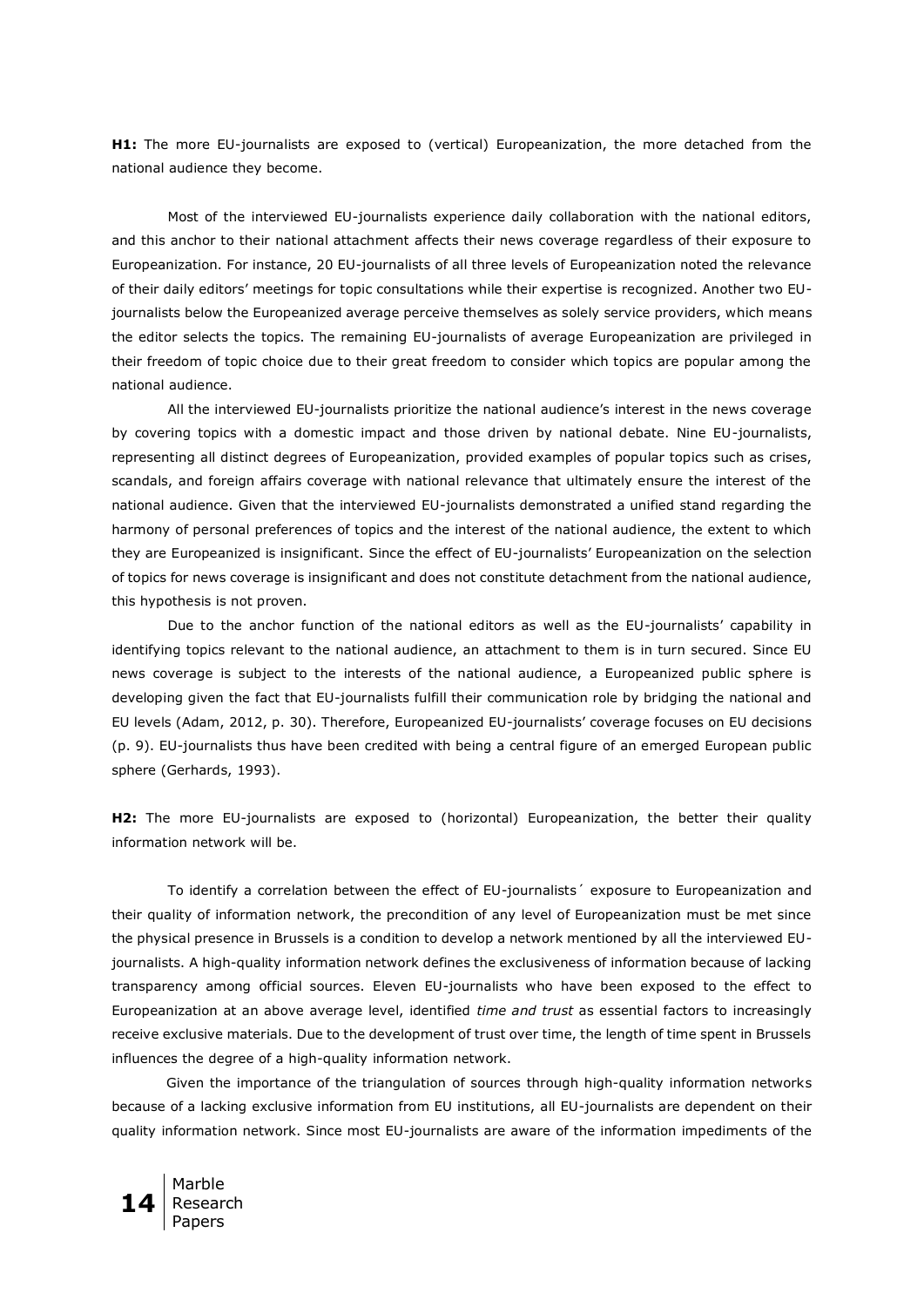**H1:** The more EU-journalists are exposed to (vertical) Europeanization, the more detached from the national audience they become.

Most of the interviewed EU-journalists experience daily collaboration with the national editors, and this anchor to their national attachment affects their news coverage regardless of their exposure to Europeanization. For instance, 20 EU-journalists of all three levels of Europeanization noted the relevance of their daily editors' meetings for topic consultations while their expertise is recognized. Another two EU-journalists below the Europeanized average perceive themselves as solely service providers, which means the editor selects the topics. The remaining EU-journalists of average Europeanization are privileged in their freedom of topic choice due to their great freedom to consider which topics are popular among the national audience.

All the interviewed EU-journalists prioritize the national audience's interest in the news coverage by covering topics with a domestic impact and those driven by national debate. Nine EU-journalists, representing all distinct degrees of Europeanization, provided examples of popular topics such as crises, scandals, and foreign affairs coverage with national relevance that ultimately ensure the interest of the national audience. Given that the interviewed EU-journalists demonstrated a unified stand regarding the harmony of personal preferences of topics and the interest of the national audience, the extent to which they are Europeanized is insignificant. Since the effect of EU-journalists' Europeanization on the selection of topics for news coverage is insignificant and does not constitute detachment from the national audience, this hypothesis is not proven.

Due to the anchor function of the national editors as well as the EU-journalists' capability in identifying topics relevant to the national audience, an attachment to them is in turn secured. Since EU news coverage is subject to the interests of the national audience, a Europeanized public sphere is developing given the fact that EU-journalists fulfill their communication role by bridging the national and EU levels (Adam, 2012, p. 30). Therefore, Europeanized EU-journalists' coverage focuses on EU decisions (p. 9). EU-journalists thus have been credited with being a central figure of an emerged European public sphere (Gerhards, 1993).

**H2:** The more EU-journalists are exposed to (horizontal) Europeanization, the better their quality information network will be.

To identify a correlation between the effect of EU-journalists´ exposure to Europeanization and their quality of information network, the precondition of any level of Europeanization must be met since the physical presence in Brussels is a condition to develop a network mentioned by all the interviewed EU-journalists. A high-quality information network defines the exclusiveness of information because of lacking transparency among official sources. Eleven EU-journalists who have been exposed to the effect to Europeanization at an above average level, identified *time and trust* as essential factors to increasingly receive exclusive materials. Due to the development of trust over time, the length of time spent in Brussels influences the degree of a high-quality information network.

Given the importance of the triangulation of sources through high-quality information networks because of a lacking exclusive information from EU institutions, all EU-journalists are dependent on their quality information network. Since most EU-journalists are aware of the information impediments of the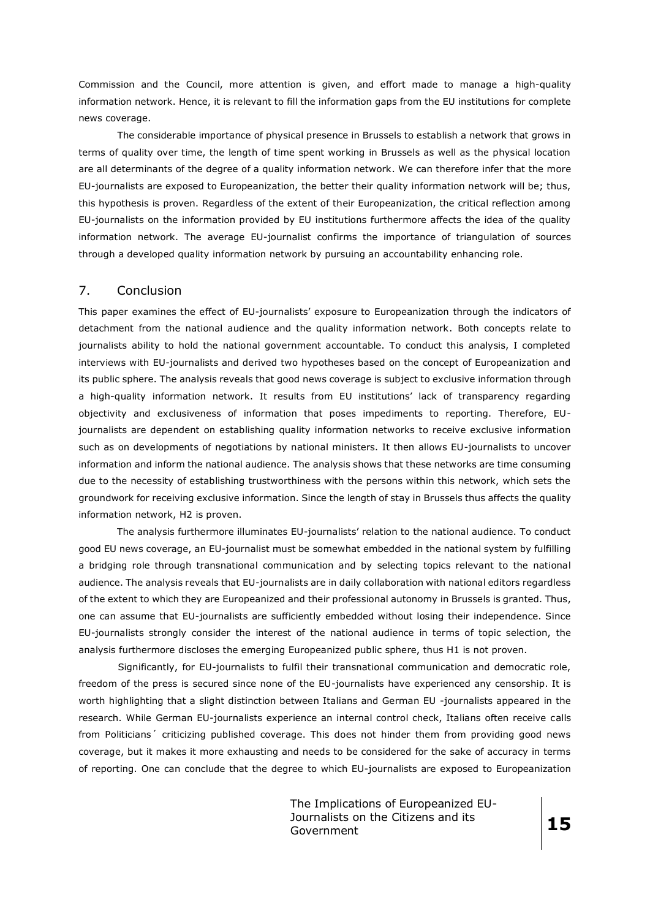Commission and the Council, more attention is given, and effort made to manage a high-quality information network. Hence, it is relevant to fill the information gaps from the EU institutions for complete news coverage.

The considerable importance of physical presence in Brussels to establish a network that grows in terms of quality over time, the length of time spent working in Brussels as well as the physical location are all determinants of the degree of a quality information network. We can therefore infer that the more EU-journalists are exposed to Europeanization, the better their quality information network will be; thus, this hypothesis is proven. Regardless of the extent of their Europeanization, the critical reflection among EU-journalists on the information provided by EU institutions furthermore affects the idea of the quality information network. The average EU-journalist confirms the importance of triangulation of sources through a developed quality information network by pursuing an accountability enhancing role.

## 7. Conclusion

This paper examines the effect of EU-journalists' exposure to Europeanization through the indicators of detachment from the national audience and the quality information network. Both concepts relate to journalists ability to hold the national government accountable. To conduct this analysis, I completed interviews with EU-journalists and derived two hypotheses based on the concept of Europeanization and its public sphere. The analysis reveals that good news coverage is subject to exclusive information through a high-quality information network. It results from EU institutions' lack of transparency regarding objectivity and exclusiveness of information that poses impediments to reporting. Therefore, EU-journalists are dependent on establishing quality information networks to receive exclusive information such as on developments of negotiations by national ministers. It then allows EU-journalists to uncover information and inform the national audience. The analysis shows that these networks are time consuming due to the necessity of establishing trustworthiness with the persons within this network, which sets the groundwork for receiving exclusive information. Since the length of stay in Brussels thus affects the quality information network, H2 is proven.

The analysis furthermore illuminates EU-journalists' relation to the national audience. To conduct good EU news coverage, an EU-journalist must be somewhat embedded in the national system by fulfilling a bridging role through transnational communication and by selecting topics relevant to the national audience. The analysis reveals that EU-journalists are in daily collaboration with national editors regardless of the extent to which they are Europeanized and their professional autonomy in Brussels is granted. Thus, one can assume that EU-journalists are sufficiently embedded without losing their independence. Since EU-journalists strongly consider the interest of the national audience in terms of topic selection, the analysis furthermore discloses the emerging Europeanized public sphere, thus H1 is not proven.

Significantly, for EU-journalists to fulfil their transnational communication and democratic role, freedom of the press is secured since none of the EU-journalists have experienced any censorship. It is worth highlighting that a slight distinction between Italians and German EU -journalists appeared in the research. While German EU-journalists experience an internal control check, Italians often receive calls from Politicians´ criticizing published coverage. This does not hinder them from providing good news coverage, but it makes it more exhausting and needs to be considered for the sake of accuracy in terms of reporting. One can conclude that the degree to which EU-journalists are exposed to Europeanization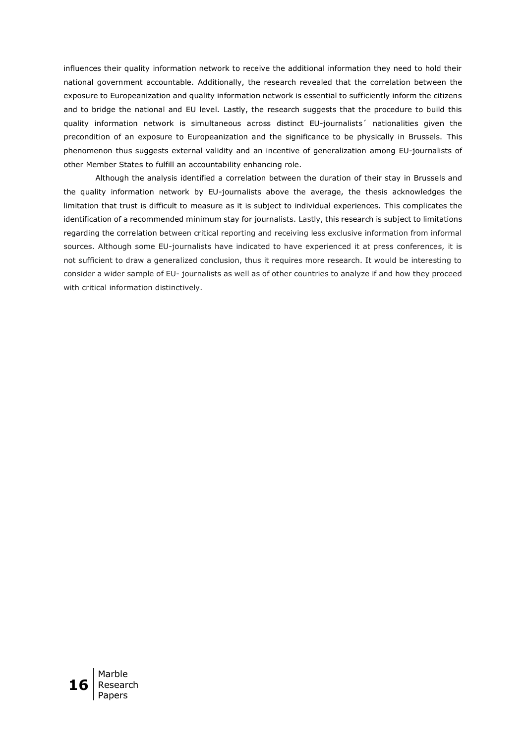influences their quality information network to receive the additional information they need to hold their national government accountable. Additionally, the research revealed that the correlation between the exposure to Europeanization and quality information network is essential to sufficiently inform the citizens and to bridge the national and EU level. Lastly, the research suggests that the procedure to build this quality information network is simultaneous across distinct EU-journalists´ nationalities given the precondition of an exposure to Europeanization and the significance to be physically in Brussels. This phenomenon thus suggests external validity and an incentive of generalization among EU-journalists of other Member States to fulfill an accountability enhancing role.

Although the analysis identified a correlation between the duration of their stay in Brussels and the quality information network by EU-journalists above the average, the thesis acknowledges the limitation that trust is difficult to measure as it is subject to individual experiences. This complicates the identification of a recommended minimum stay for journalists. Lastly, this research is subject to limitations regarding the correlation between critical reporting and receiving less exclusive information from informal sources. Although some EU-journalists have indicated to have experienced it at press conferences, it is not sufficient to draw a generalized conclusion, thus it requires more research. It would be interesting to consider a wider sample of EU- journalists as well as of other countries to analyze if and how they proceed with critical information distinctively.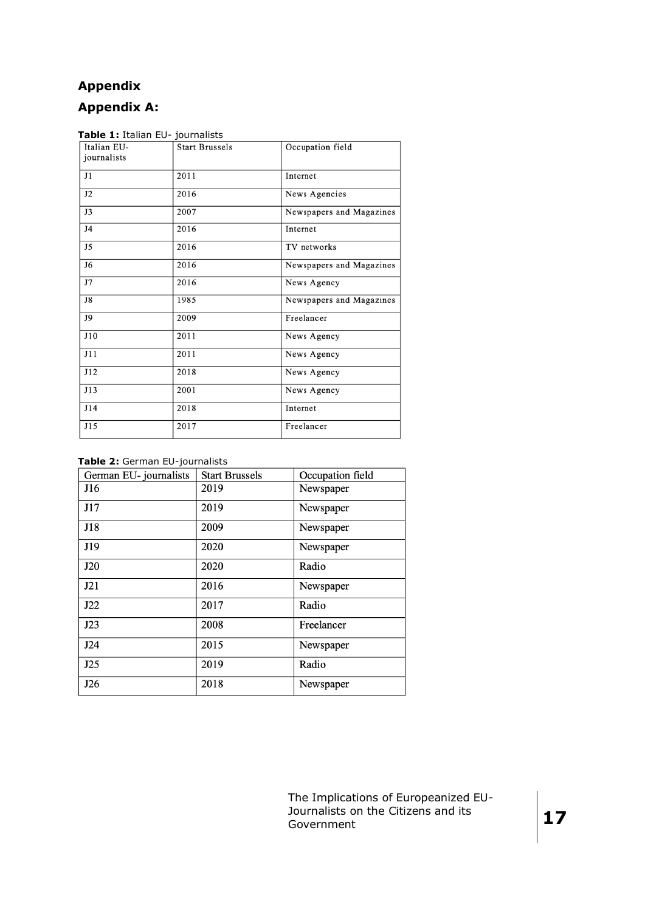# Appendix

## Appendix A:

**Table 1:** Italian EU- journalists

| Italian EU-journalists | Start Brussels | Occupation field |
|---|---|---|
| J1 | 2011 | Internet |
| J2 | 2016 | News Agencies |
| J3 | 2007 | Newspapers and Magazines |
| J4 | 2016 | Internet |
| J5 | 2016 | TV networks |
| J6 | 2016 | Newspapers and Magazines |
| J7 | 2016 | News Agency |
| J8 | 1985 | Newspapers and Magazines |
| J9 | 2009 | Freelancer |
| J10 | 2011 | News Agency |
| J11 | 2011 | News Agency |
| J12 | 2018 | News Agency |
| J13 | 2001 | News Agency |
| J14 | 2018 | Internet |
| J15 | 2017 | Freelancer |

**Table 2:** German EU-journalists

| German EU- journalists | Start Brussels | Occupation field |
|---|---|---|
| J16 | 2019 | Newspaper |
| J17 | 2019 | Newspaper |
| J18 | 2009 | Newspaper |
| J19 | 2020 | Newspaper |
| J20 | 2020 | Radio |
| J21 | 2016 | Newspaper |
| J22 | 2017 | Radio |
| J23 | 2008 | Freelancer |
| J24 | 2015 | Newspaper |
| J25 | 2019 | Radio |
| J26 | 2018 | Newspaper |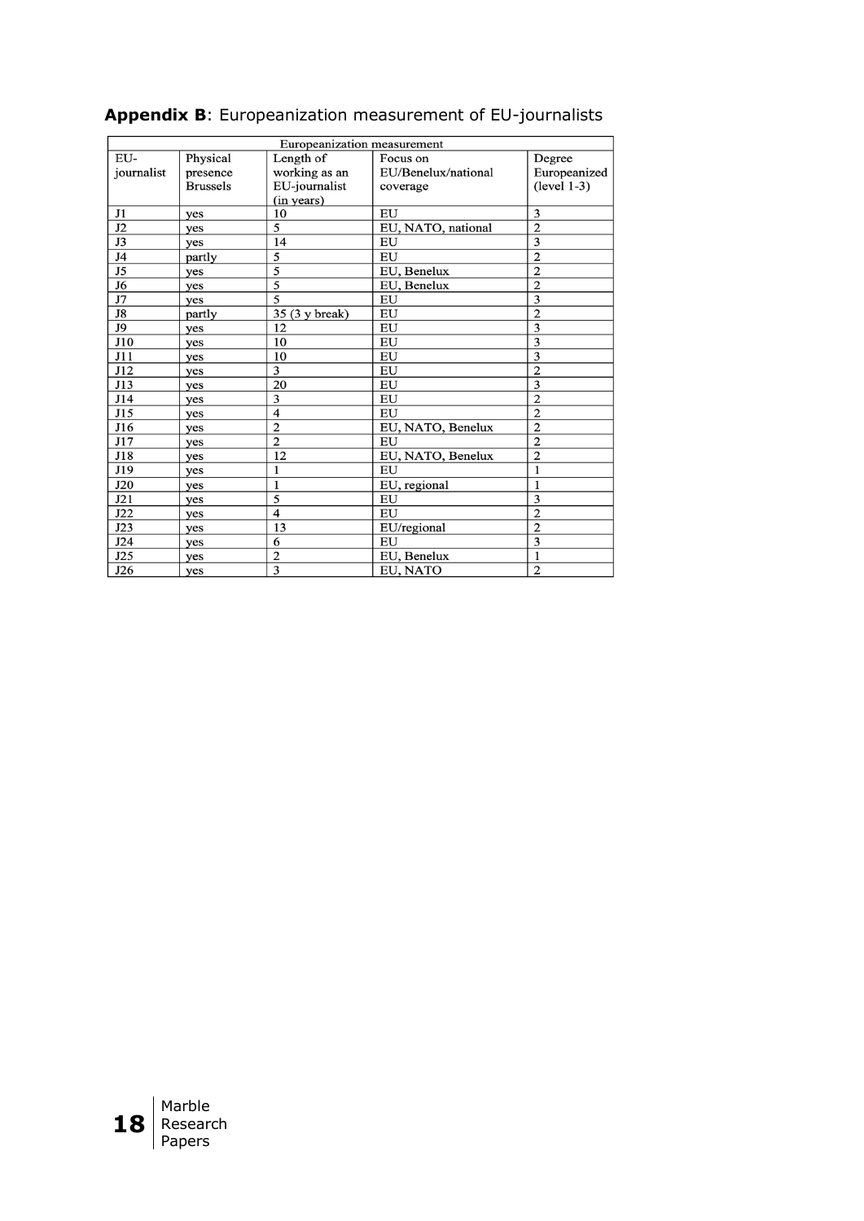**Appendix B**: Europeanization measurement of EU-journalists

| Europeanization measurement | | | | |
|---|---|---|---|---|
| EU-journalist | Physical presence Brussels | Length of working as an EU-journalist (in years) | Focus on EU/Benelux/national coverage | Degree Europeanized (level 1-3) |
| J1 | yes | 10 | EU | 3 |
| J2 | yes | 5 | EU, NATO, national | 2 |
| J3 | yes | 14 | EU | 3 |
| J4 | partly | 5 | EU | 2 |
| J5 | yes | 5 | EU, Benelux | 2 |
| J6 | yes | 5 | EU, Benelux | 2 |
| J7 | yes | 5 | EU | 3 |
| J8 | partly | 35 (3 y break) | EU | 2 |
| J9 | yes | 12 | EU | 3 |
| J10 | yes | 10 | EU | 3 |
| J11 | yes | 10 | EU | 3 |
| J12 | yes | 3 | EU | 2 |
| J13 | yes | 20 | EU | 3 |
| J14 | yes | 3 | EU | 2 |
| J15 | yes | 4 | EU | 2 |
| J16 | yes | 2 | EU, NATO, Benelux | 2 |
| J17 | yes | 2 | EU | 2 |
| J18 | yes | 12 | EU, NATO, Benelux | 2 |
| J19 | yes | 1 | EU | 1 |
| J20 | yes | 1 | EU, regional | 1 |
| J21 | yes | 5 | EU | 3 |
| J22 | yes | 4 | EU | 2 |
| J23 | yes | 13 | EU/regional | 2 |
| J24 | yes | 6 | EU | 3 |
| J25 | yes | 2 | EU, Benelux | 1 |
| J26 | yes | 3 | EU, NATO | 2 |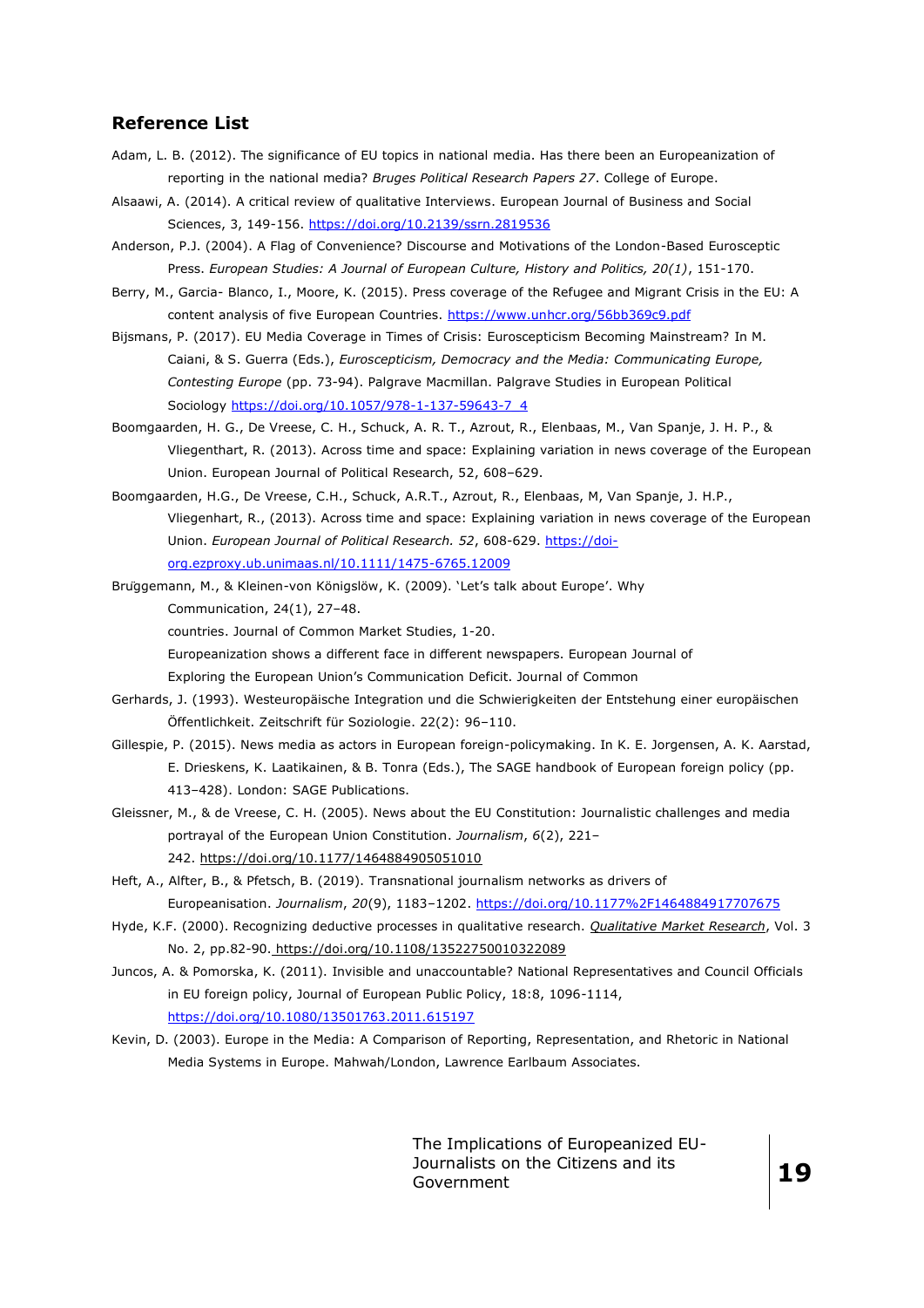## Reference List

Adam, L. B. (2012). The significance of EU topics in national media. Has there been an Europeanization of reporting in the national media? *Bruges Political Research Papers 27*. College of Europe.

Alsaawi, A. (2014). A critical review of qualitative Interviews. European Journal of Business and Social Sciences, 3, 149-156. https://doi.org/10.2139/ssrn.2819536

Anderson, P.J. (2004). A Flag of Convenience? Discourse and Motivations of the London-Based Eurosceptic Press. *European Studies: A Journal of European Culture, History and Politics, 20(1)*, 151-170.

Berry, M., Garcia- Blanco, I., Moore, K. (2015). Press coverage of the Refugee and Migrant Crisis in the EU: A content analysis of five European Countries. https://www.unhcr.org/56bb369c9.pdf

Bijsmans, P. (2017). EU Media Coverage in Times of Crisis: Euroscepticism Becoming Mainstream? In M. Caiani, & S. Guerra (Eds.), *Euroscepticism, Democracy and the Media: Communicating Europe, Contesting Europe* (pp. 73-94). Palgrave Macmillan. Palgrave Studies in European Political Sociology https://doi.org/10.1057/978-1-137-59643-7_4

Boomgaarden, H. G., De Vreese, C. H., Schuck, A. R. T., Azrout, R., Elenbaas, M., Van Spanje, J. H. P., & Vliegenthart, R. (2013). Across time and space: Explaining variation in news coverage of the European Union. European Journal of Political Research, 52, 608–629.

Boomgaarden, H.G., De Vreese, C.H., Schuck, A.R.T., Azrout, R., Elenbaas, M, Van Spanje, J. H.P., Vliegenhart, R., (2013). Across time and space: Explaining variation in news coverage of the European Union. *European Journal of Political Research. 52*, 608-629. https://doi-org.ezproxy.ub.unimaas.nl/10.1111/1475-6765.12009

Brüggemann, M., & Kleinen-von Königslöw, K. (2009). 'Let's talk about Europe'. Why

Communication, 24(1), 27–48.

countries. Journal of Common Market Studies, 1-20.

Europeanization shows a different face in different newspapers. European Journal of

Exploring the European Union's Communication Deficit. Journal of Common

Gerhards, J. (1993). Westeuropäische Integration und die Schwierigkeiten der Entstehung einer europäischen Öffentlichkeit. Zeitschrift für Soziologie. 22(2): 96–110.

Gillespie, P. (2015). News media as actors in European foreign-policymaking. In K. E. Jorgensen, A. K. Aarstad, E. Drieskens, K. Laatikainen, & B. Tonra (Eds.), The SAGE handbook of European foreign policy (pp. 413–428). London: SAGE Publications.

Gleissner, M., & de Vreese, C. H. (2005). News about the EU Constitution: Journalistic challenges and media portrayal of the European Union Constitution. *Journalism*, *6*(2), 221–242. https://doi.org/10.1177/1464884905051010

Heft, A., Alfter, B., & Pfetsch, B. (2019). Transnational journalism networks as drivers of Europeanisation. *Journalism*, *20*(9), 1183–1202. https://doi.org/10.1177%2F1464884917707675

Hyde, K.F. (2000). Recognizing deductive processes in qualitative research. *Qualitative Market Research*, Vol. 3 No. 2, pp.82-90. https://doi.org/10.1108/13522750010322089

Juncos, A. & Pomorska, K. (2011). Invisible and unaccountable? National Representatives and Council Officials in EU foreign policy, Journal of European Public Policy, 18:8, 1096-1114, https://doi.org/10.1080/13501763.2011.615197

Kevin, D. (2003). Europe in the Media: A Comparison of Reporting, Representation, and Rhetoric in National Media Systems in Europe. Mahwah/London, Lawrence Earlbaum Associates.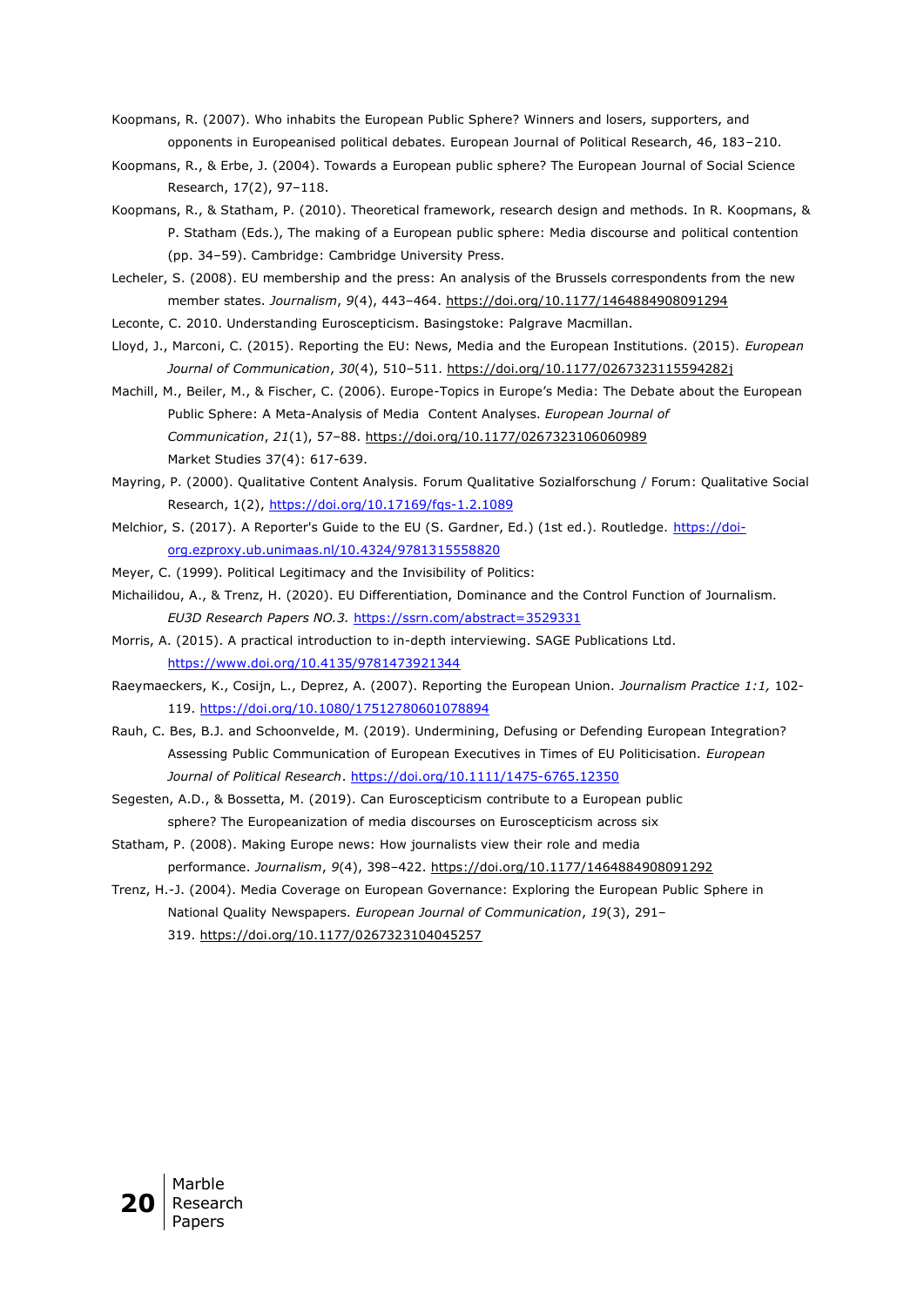Koopmans, R. (2007). Who inhabits the European Public Sphere? Winners and losers, supporters, and opponents in Europeanised political debates. European Journal of Political Research, 46, 183–210.

Koopmans, R., & Erbe, J. (2004). Towards a European public sphere? The European Journal of Social Science Research, 17(2), 97–118.

Koopmans, R., & Statham, P. (2010). Theoretical framework, research design and methods. In R. Koopmans, & P. Statham (Eds.), The making of a European public sphere: Media discourse and political contention (pp. 34–59). Cambridge: Cambridge University Press.

Lecheler, S. (2008). EU membership and the press: An analysis of the Brussels correspondents from the new member states. *Journalism*, *9*(4), 443–464. https://doi.org/10.1177/1464884908091294

Leconte, C. 2010. Understanding Euroscepticism. Basingstoke: Palgrave Macmillan.

Lloyd, J., Marconi, C. (2015). Reporting the EU: News, Media and the European Institutions. (2015). *European Journal of Communication*, *30*(4), 510–511. https://doi.org/10.1177/0267323115594282j

Machill, M., Beiler, M., & Fischer, C. (2006). Europe-Topics in Europe's Media: The Debate about the European Public Sphere: A Meta-Analysis of Media Content Analyses. *European Journal of Communication*, *21*(1), 57–88. https://doi.org/10.1177/0267323106060989 Market Studies 37(4): 617-639.

Mayring, P. (2000). Qualitative Content Analysis. Forum Qualitative Sozialforschung / Forum: Qualitative Social Research, 1(2), https://doi.org/10.17169/fqs-1.2.1089

Melchior, S. (2017). A Reporter's Guide to the EU (S. Gardner, Ed.) (1st ed.). Routledge. https://doi-org.ezproxy.ub.unimaas.nl/10.4324/9781315558820

Meyer, C. (1999). Political Legitimacy and the Invisibility of Politics:

Michailidou, A., & Trenz, H. (2020). EU Differentiation, Dominance and the Control Function of Journalism. *EU3D Research Papers NO.3.* https://ssrn.com/abstract=3529331

Morris, A. (2015). A practical introduction to in-depth interviewing. SAGE Publications Ltd. https://www.doi.org/10.4135/9781473921344

Raeymaeckers, K., Cosijn, L., Deprez, A. (2007). Reporting the European Union. *Journalism Practice 1:1,* 102-119. https://doi.org/10.1080/17512780601078894

Rauh, C. Bes, B.J. and Schoonvelde, M. (2019). Undermining, Defusing or Defending European Integration? Assessing Public Communication of European Executives in Times of EU Politicisation. *European Journal of Political Research*. https://doi.org/10.1111/1475-6765.12350

Segesten, A.D., & Bossetta, M. (2019). Can Euroscepticism contribute to a European public sphere? The Europeanization of media discourses on Euroscepticism across six

Statham, P. (2008). Making Europe news: How journalists view their role and media performance. *Journalism*, *9*(4), 398–422. https://doi.org/10.1177/1464884908091292

Trenz, H.-J. (2004). Media Coverage on European Governance: Exploring the European Public Sphere in National Quality Newspapers. *European Journal of Communication*, *19*(3), 291–319. https://doi.org/10.1177/0267323104045257